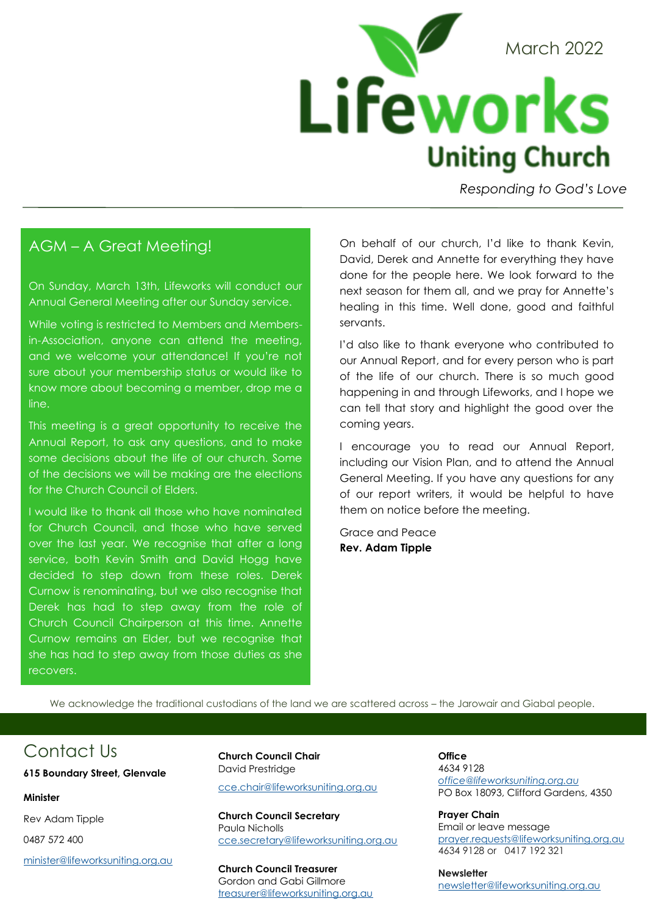March 2022

# Lifeworks Uniting Church

*Responding to God's Love*

## AGM – A Great Meeting!

On Sunday, March 13th, Lifeworks will conduct our Annual General Meeting after our Sunday service.

While voting is restricted to Members and Members-in-Association, anyone can attend the meeting, and we welcome your attendance! If you're not sure about your membership status or would like to know more about becoming a member, drop me a line.

This meeting is a great opportunity to receive the Annual Report, to ask any questions, and to make some decisions about the life of our church. Some of the decisions we will be making are the elections for the Church Council of Elders.

I would like to thank all those who have nominated for Church Council, and those who have served over the last year. We recognise that after a long service, both Kevin Smith and David Hogg have decided to step down from these roles. Derek Curnow is renominating, but we also recognise that Derek has had to step away from the role of Church Council Chairperson at this time. Annette Curnow remains an Elder, but we recognise that she has had to step away from those duties as she recovers.

On behalf of our church, I'd like to thank Kevin, David, Derek and Annette for everything they have done for the people here. We look forward to the next season for them all, and we pray for Annette's healing in this time. Well done, good and faithful servants.

I'd also like to thank everyone who contributed to our Annual Report, and for every person who is part of the life of our church. There is so much good happening in and through Lifeworks, and I hope we can tell that story and highlight the good over the coming years.

I encourage you to read our Annual Report, including our Vision Plan, and to attend the Annual General Meeting. If you have any questions for any of our report writers, it would be helpful to have them on notice before the meeting.

Grace and Peace
**Rev. Adam Tipple**

We acknowledge the traditional custodians of the land we are scattered across – the Jarowair and Giabal people.

## Contact Us

**615 Boundary Street, Glenvale**

**Minister**

Rev Adam Tipple

0487 572 400

minister@lifeworksuniting.org.au

**Church Council Chair**
David Prestridge

cce.chair@lifeworksuniting.org.au

**Church Council Secretary**
Paula Nicholls
cce.secretary@lifeworksuniting.org.au

**Church Council Treasurer**
Gordon and Gabi Gillmore
treasurer@lifeworksuniting.org.au

**Office**
4634 9128
*office@lifeworksuniting.org.au*
PO Box 18093, Clifford Gardens, 4350

**Prayer Chain**
Email or leave message
prayer.requests@lifeworksuniting.org.au
4634 9128 or 0417 192 321

**Newsletter**
newsletter@lifeworksuniting.org.au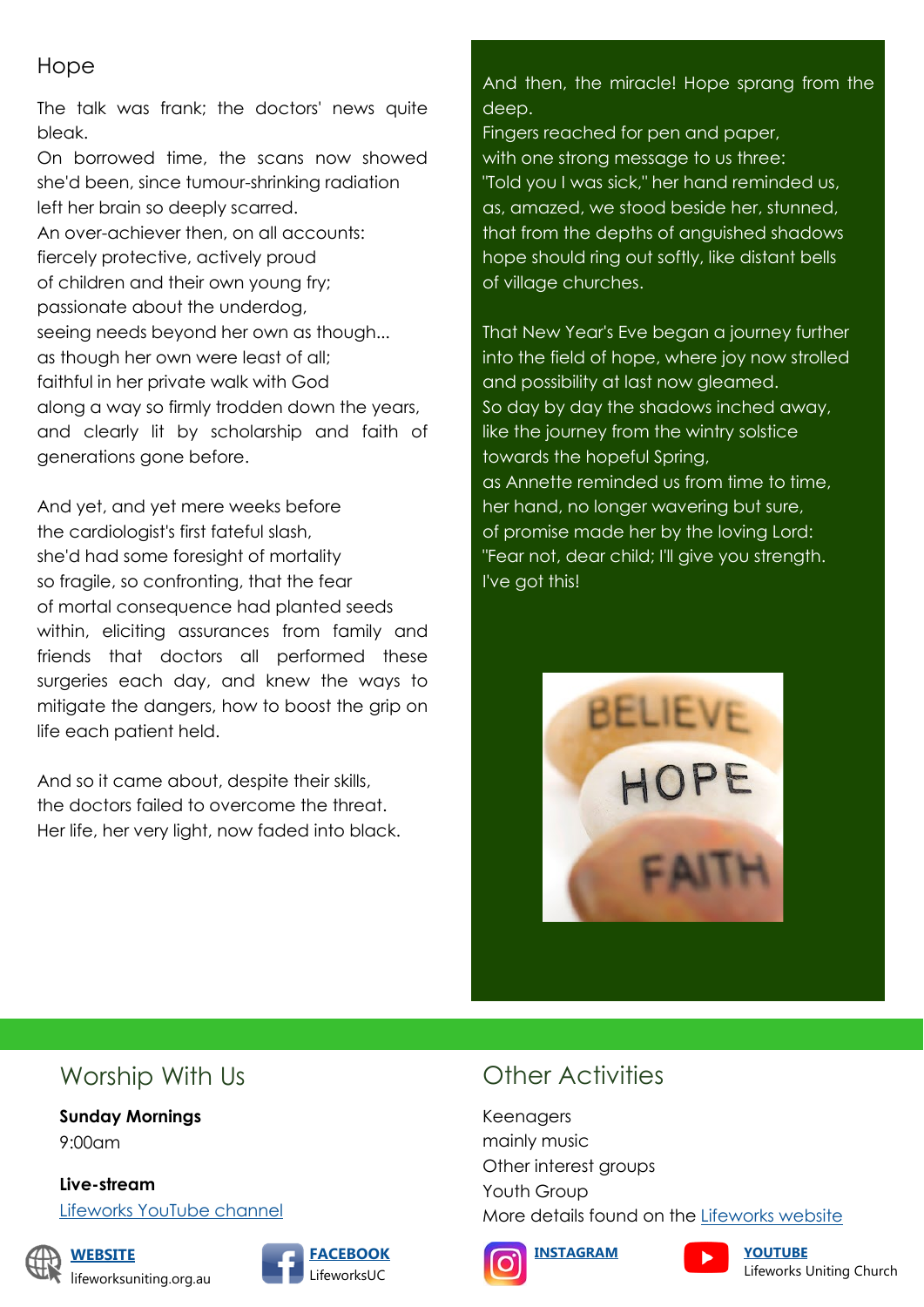## Hope

The talk was frank; the doctors' news quite bleak.
On borrowed time, the scans now showed she'd been, since tumour-shrinking radiation left her brain so deeply scarred.
An over-achiever then, on all accounts:
fiercely protective, actively proud
of children and their own young fry;
passionate about the underdog,
seeing needs beyond her own as though...
as though her own were least of all;
faithful in her private walk with God
along a way so firmly trodden down the years, and clearly lit by scholarship and faith of generations gone before.

And yet, and yet mere weeks before
the cardiologist's first fateful slash,
she'd had some foresight of mortality
so fragile, so confronting, that the fear
of mortal consequence had planted seeds within, eliciting assurances from family and friends that doctors all performed these surgeries each day, and knew the ways to mitigate the dangers, how to boost the grip on life each patient held.

And so it came about, despite their skills,
the doctors failed to overcome the threat.
Her life, her very light, now faded into black.

And then, the miracle! Hope sprang from the deep.
Fingers reached for pen and paper,
with one strong message to us three:
"Told you I was sick," her hand reminded us,
as, amazed, we stood beside her, stunned,
that from the depths of anguished shadows
hope should ring out softly, like distant bells
of village churches.

That New Year's Eve began a journey further
into the field of hope, where joy now strolled
and possibility at last now gleamed.
So day by day the shadows inched away,
like the journey from the wintry solstice
towards the hopeful Spring,
as Annette reminded us from time to time,
her hand, no longer wavering but sure,
of promise made her by the loving Lord:
"Fear not, dear child; I'll give you strength.
I've got this!

## Worship With Us

**Sunday Mornings**
9:00am

**Live-stream**
[Lifeworks YouTube channel]

## Other Activities

Keenagers
mainly music
Other interest groups
Youth Group
More details found on the [Lifeworks website]

**WEBSITE** lifeworksuniting.org.au
**FACEBOOK** LifeworksUC
**INSTAGRAM**
**YOUTUBE** Lifeworks Uniting Church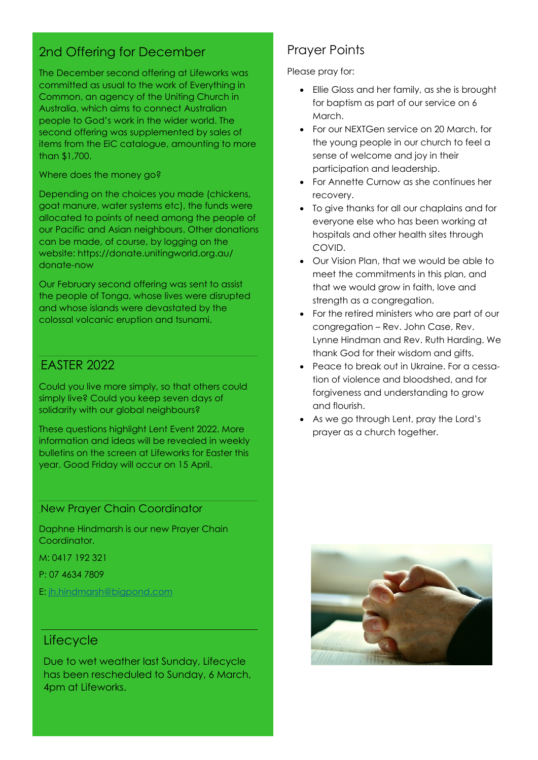## 2nd Offering for December

The December second offering at Lifeworks was committed as usual to the work of Everything in Common, an agency of the Uniting Church in Australia, which aims to connect Australian people to God's work in the wider world. The second offering was supplemented by sales of items from the EiC catalogue, amounting to more than $1,700.

Where does the money go?

Depending on the choices you made (chickens, goat manure, water systems etc), the funds were allocated to points of need among the people of our Pacific and Asian neighbours. Other donations can be made, of course, by logging on the website: https://donate.unitingworld.org.au/donate-now

Our February second offering was sent to assist the people of Tonga, whose lives were disrupted and whose islands were devastated by the colossal volcanic eruption and tsunami.

---

## EASTER 2022

Could you live more simply, so that others could simply live? Could you keep seven days of solidarity with our global neighbours?

These questions highlight Lent Event 2022. More information and ideas will be revealed in weekly bulletins on the screen at Lifeworks for Easter this year. Good Friday will occur on 15 April.

---

## New Prayer Chain Coordinator

Daphne Hindmarsh is our new Prayer Chain Coordinator.

M: 0417 192 321

P: 07 4634 7809

E: jh.hindmarsh@bigpond.com

---

## Lifecycle

Due to wet weather last Sunday, Lifecycle has been rescheduled to Sunday, 6 March, 4pm at Lifeworks.

## Prayer Points

Please pray for:

- Ellie Gloss and her family, as she is brought for baptism as part of our service on 6 March.
- For our NEXTGen service on 20 March, for the young people in our church to feel a sense of welcome and joy in their participation and leadership.
- For Annette Curnow as she continues her recovery.
- To give thanks for all our chaplains and for everyone else who has been working at hospitals and other health sites through COVID.
- Our Vision Plan, that we would be able to meet the commitments in this plan, and that we would grow in faith, love and strength as a congregation.
- For the retired ministers who are part of our congregation – Rev. John Case, Rev. Lynne Hindman and Rev. Ruth Harding. We thank God for their wisdom and gifts.
- Peace to break out in Ukraine. For a cessation of violence and bloodshed, and for forgiveness and understanding to grow and flourish.
- As we go through Lent, pray the Lord's prayer as a church together.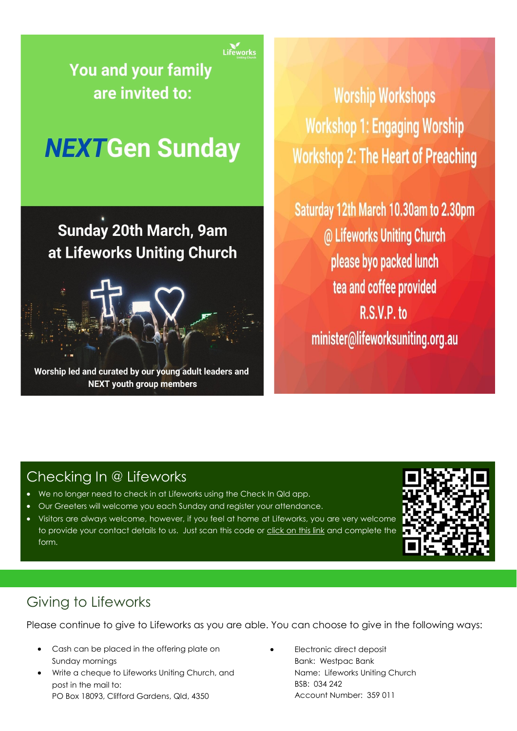Lifeworks

You and your family are invited to:

# NEXTGen Sunday

Sunday 20th March, 9am at Lifeworks Uniting Church

Worship led and curated by our young adult leaders and NEXT youth group members

# Worship Workshops

Workshop 1: Engaging Worship

Workshop 2: The Heart of Preaching

Saturday 12th March 10.30am to 2.30pm
@ Lifeworks Uniting Church
please byo packed lunch
tea and coffee provided
R.S.V.P. to
minister@lifeworksuniting.org.au

## Checking In @ Lifeworks

- We no longer need to check in at Lifeworks using the Check In Qld app.
- Our Greeters will welcome you each Sunday and register your attendance.
- Visitors are always welcome, however, if you feel at home at Lifeworks, you are very welcome to provide your contact details to us. Just scan this code or click on this link and complete the form.

## Giving to Lifeworks

Please continue to give to Lifeworks as you are able. You can choose to give in the following ways:

- Cash can be placed in the offering plate on Sunday mornings
- Write a cheque to Lifeworks Uniting Church, and post in the mail to:
  PO Box 18093, Clifford Gardens, Qld, 4350
- Electronic direct deposit
  Bank: Westpac Bank
  Name: Lifeworks Uniting Church
  BSB: 034 242
  Account Number: 359 011